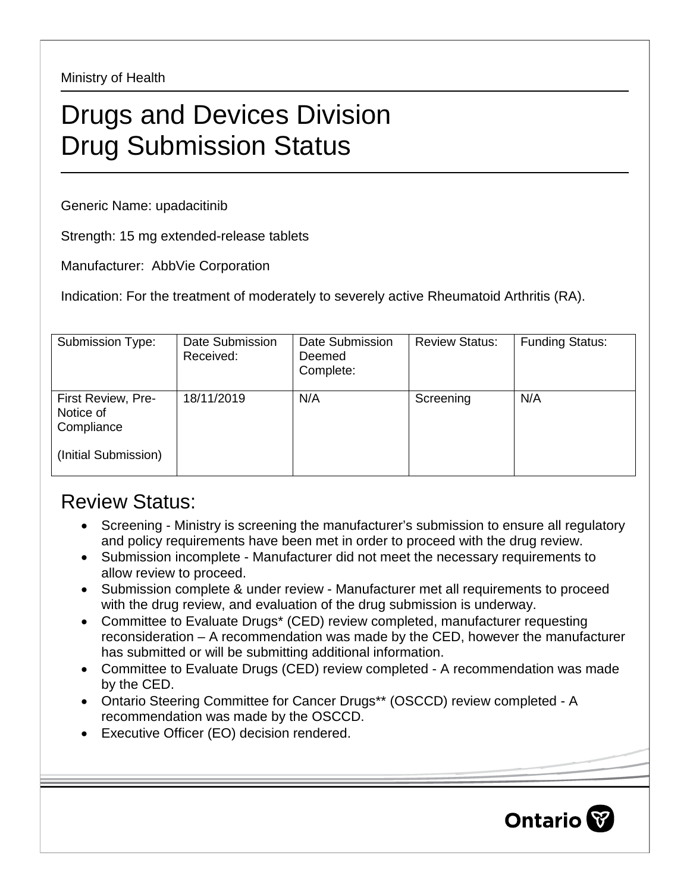Ministry of Health

# Drugs and Devices Division
# Drug Submission Status

Generic Name: upadacitinib

Strength: 15 mg extended-release tablets

Manufacturer: AbbVie Corporation

Indication: For the treatment of moderately to severely active Rheumatoid Arthritis (RA).

| Submission Type: | Date Submission Received: | Date Submission Deemed Complete: | Review Status: | Funding Status: |
|---|---|---|---|---|
| First Review, Pre-Notice of Compliance<br><br>(Initial Submission) | 18/11/2019 | N/A | Screening | N/A |

## Review Status:

- Screening - Ministry is screening the manufacturer's submission to ensure all regulatory and policy requirements have been met in order to proceed with the drug review.
- Submission incomplete - Manufacturer did not meet the necessary requirements to allow review to proceed.
- Submission complete & under review - Manufacturer met all requirements to proceed with the drug review, and evaluation of the drug submission is underway.
- Committee to Evaluate Drugs* (CED) review completed, manufacturer requesting reconsideration – A recommendation was made by the CED, however the manufacturer has submitted or will be submitting additional information.
- Committee to Evaluate Drugs (CED) review completed - A recommendation was made by the CED.
- Ontario Steering Committee for Cancer Drugs** (OSCCD) review completed - A recommendation was made by the OSCCD.
- Executive Officer (EO) decision rendered.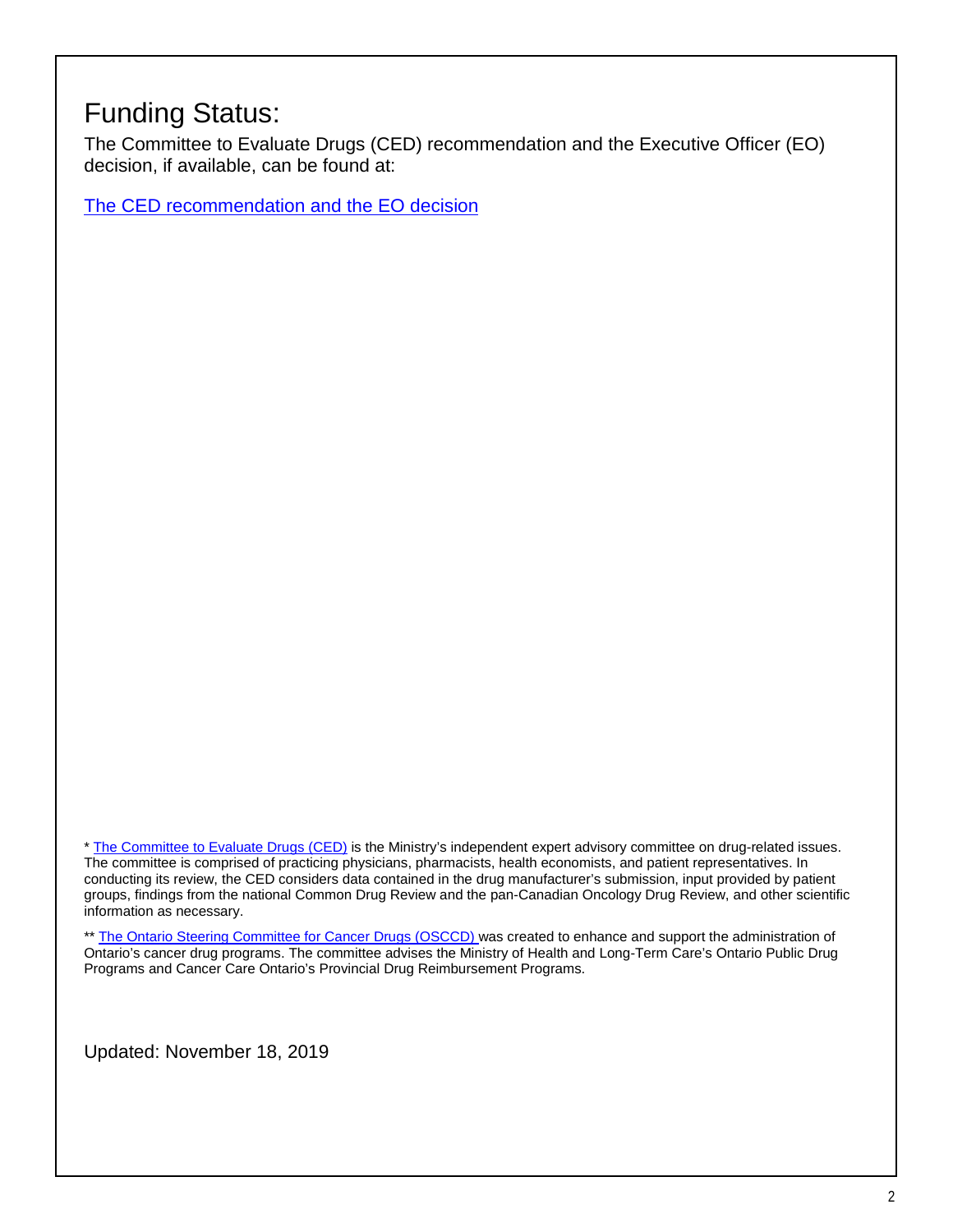# Funding Status:

The Committee to Evaluate Drugs (CED) recommendation and the Executive Officer (EO) decision, if available, can be found at:

[The CED recommendation and the EO decision]

* [The Committee to Evaluate Drugs (CED)] is the Ministry's independent expert advisory committee on drug-related issues. The committee is comprised of practicing physicians, pharmacists, health economists, and patient representatives. In conducting its review, the CED considers data contained in the drug manufacturer's submission, input provided by patient groups, findings from the national Common Drug Review and the pan-Canadian Oncology Drug Review, and other scientific information as necessary.

** [The Ontario Steering Committee for Cancer Drugs (OSCCD)] was created to enhance and support the administration of Ontario's cancer drug programs. The committee advises the Ministry of Health and Long-Term Care's Ontario Public Drug Programs and Cancer Care Ontario's Provincial Drug Reimbursement Programs.

Updated: November 18, 2019